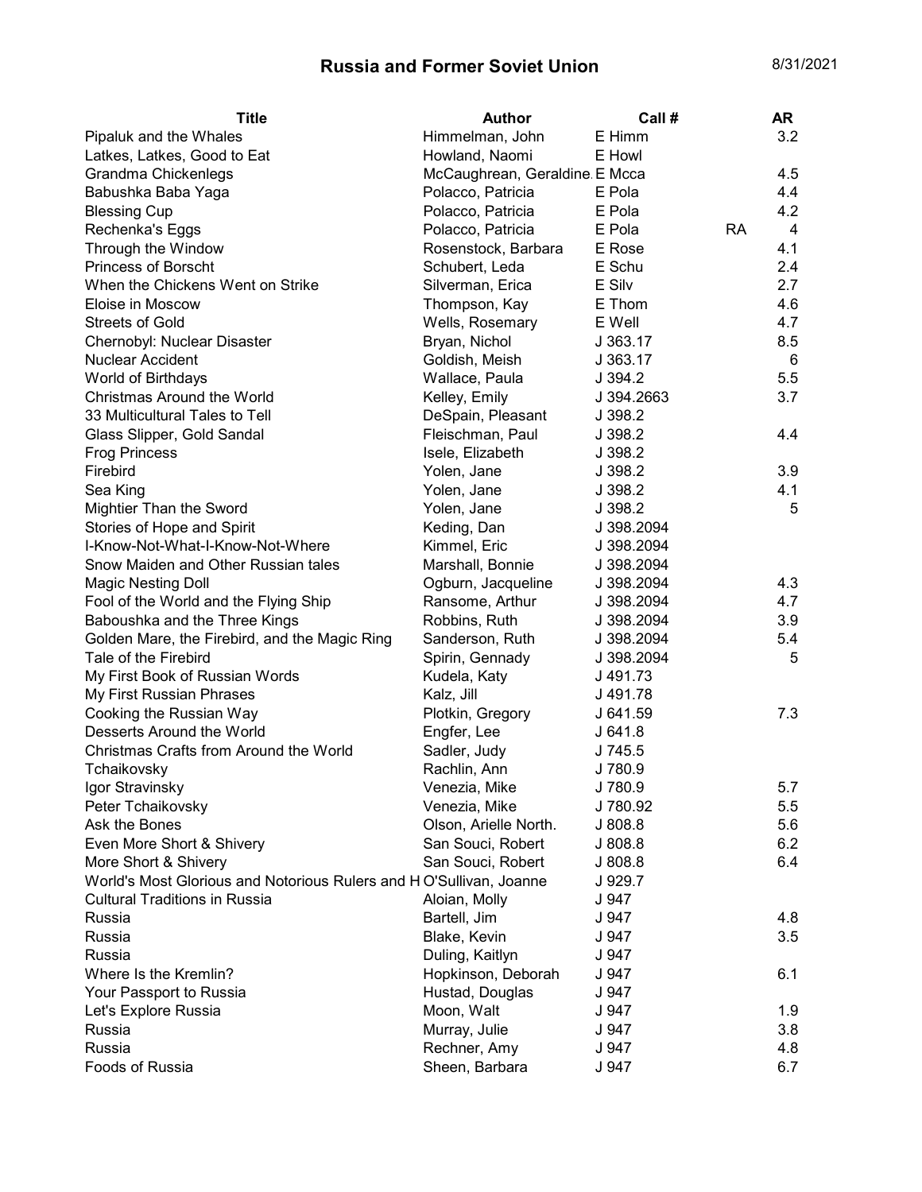# Russia and Former Soviet Union

8/31/2021

| Title | Author | Call # | | AR |
|---|---|---|---|---|
| Pipaluk and the Whales | Himmelman, John | E Himm | | 3.2 |
| Latkes, Latkes, Good to Eat | Howland, Naomi | E Howl | | |
| Grandma Chickenlegs | McCaughrean, Geraldine | E Mcca | | 4.5 |
| Babushka Baba Yaga | Polacco, Patricia | E Pola | | 4.4 |
| Blessing Cup | Polacco, Patricia | E Pola | | 4.2 |
| Rechenka's Eggs | Polacco, Patricia | E Pola | RA | 4 |
| Through the Window | Rosenstock, Barbara | E Rose | | 4.1 |
| Princess of Borscht | Schubert, Leda | E Schu | | 2.4 |
| When the Chickens Went on Strike | Silverman, Erica | E Silv | | 2.7 |
| Eloise in Moscow | Thompson, Kay | E Thom | | 4.6 |
| Streets of Gold | Wells, Rosemary | E Well | | 4.7 |
| Chernobyl: Nuclear Disaster | Bryan, Nichol | J 363.17 | | 8.5 |
| Nuclear Accident | Goldish, Meish | J 363.17 | | 6 |
| World of Birthdays | Wallace, Paula | J 394.2 | | 5.5 |
| Christmas Around the World | Kelley, Emily | J 394.2663 | | 3.7 |
| 33 Multicultural Tales to Tell | DeSpain, Pleasant | J 398.2 | | |
| Glass Slipper, Gold Sandal | Fleischman, Paul | J 398.2 | | 4.4 |
| Frog Princess | Isele, Elizabeth | J 398.2 | | |
| Firebird | Yolen, Jane | J 398.2 | | 3.9 |
| Sea King | Yolen, Jane | J 398.2 | | 4.1 |
| Mightier Than the Sword | Yolen, Jane | J 398.2 | | 5 |
| Stories of Hope and Spirit | Keding, Dan | J 398.2094 | | |
| I-Know-Not-What-I-Know-Not-Where | Kimmel, Eric | J 398.2094 | | |
| Snow Maiden and Other Russian tales | Marshall, Bonnie | J 398.2094 | | |
| Magic Nesting Doll | Ogburn, Jacqueline | J 398.2094 | | 4.3 |
| Fool of the World and the Flying Ship | Ransome, Arthur | J 398.2094 | | 4.7 |
| Baboushka and the Three Kings | Robbins, Ruth | J 398.2094 | | 3.9 |
| Golden Mare, the Firebird, and the Magic Ring | Sanderson, Ruth | J 398.2094 | | 5.4 |
| Tale of the Firebird | Spirin, Gennady | J 398.2094 | | 5 |
| My First Book of Russian Words | Kudela, Katy | J 491.73 | | |
| My First Russian Phrases | Kalz, Jill | J 491.78 | | |
| Cooking the Russian Way | Plotkin, Gregory | J 641.59 | | 7.3 |
| Desserts Around the World | Engfer, Lee | J 641.8 | | |
| Christmas Crafts from Around the World | Sadler, Judy | J 745.5 | | |
| Tchaikovsky | Rachlin, Ann | J 780.9 | | |
| Igor Stravinsky | Venezia, Mike | J 780.9 | | 5.7 |
| Peter Tchaikovsky | Venezia, Mike | J 780.92 | | 5.5 |
| Ask the Bones | Olson, Arielle North. | J 808.8 | | 5.6 |
| Even More Short & Shivery | San Souci, Robert | J 808.8 | | 6.2 |
| More Short & Shivery | San Souci, Robert | J 808.8 | | 6.4 |
| World's Most Glorious and Notorious Rulers and H | O'Sullivan, Joanne | J 929.7 | | |
| Cultural Traditions in Russia | Aloian, Molly | J 947 | | |
| Russia | Bartell, Jim | J 947 | | 4.8 |
| Russia | Blake, Kevin | J 947 | | 3.5 |
| Russia | Duling, Kaitlyn | J 947 | | |
| Where Is the Kremlin? | Hopkinson, Deborah | J 947 | | 6.1 |
| Your Passport to Russia | Hustad, Douglas | J 947 | | |
| Let's Explore Russia | Moon, Walt | J 947 | | 1.9 |
| Russia | Murray, Julie | J 947 | | 3.8 |
| Russia | Rechner, Amy | J 947 | | 4.8 |
| Foods of Russia | Sheen, Barbara | J 947 | | 6.7 |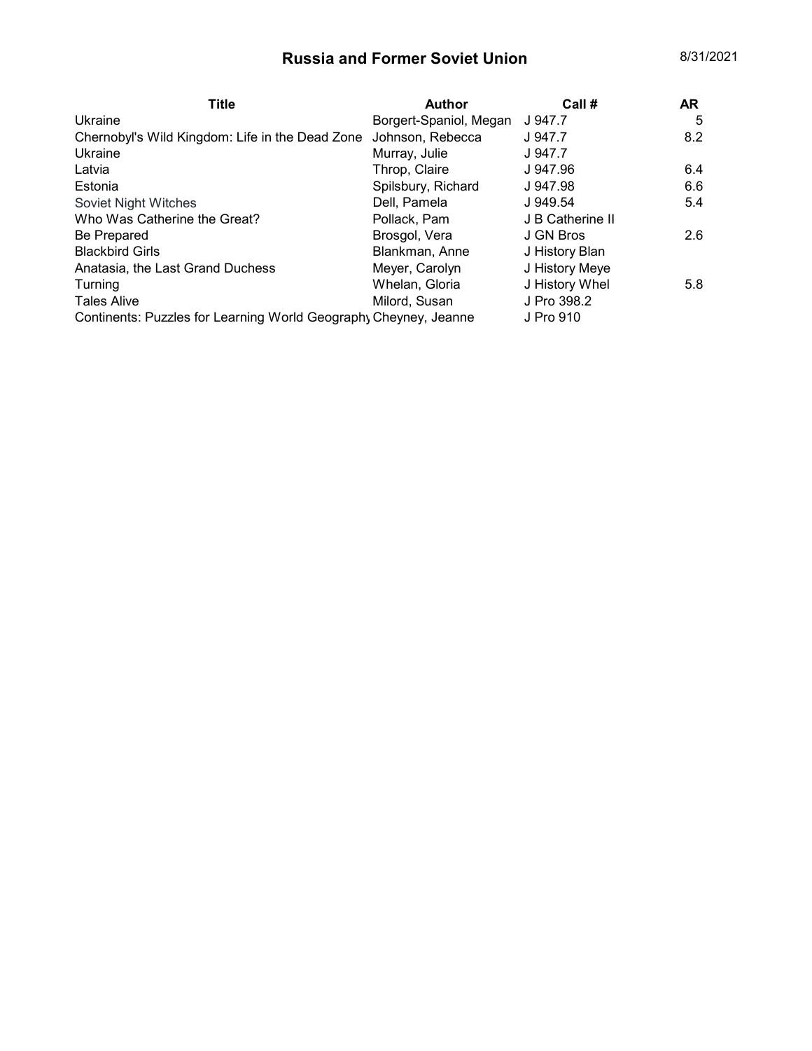## Russia and Former Soviet Union

8/31/2021

| Title | Author | Call # | AR |
|---|---|---|---|
| Ukraine | Borgert-Spaniol, Megan | J 947.7 | 5 |
| Chernobyl's Wild Kingdom: Life in the Dead Zone | Johnson, Rebecca | J 947.7 | 8.2 |
| Ukraine | Murray, Julie | J 947.7 | |
| Latvia | Throp, Claire | J 947.96 | 6.4 |
| Estonia | Spilsbury, Richard | J 947.98 | 6.6 |
| Soviet Night Witches | Dell, Pamela | J 949.54 | 5.4 |
| Who Was Catherine the Great? | Pollack, Pam | J B Catherine II | |
| Be Prepared | Brosgol, Vera | J GN Bros | 2.6 |
| Blackbird Girls | Blankman, Anne | J History Blan | |
| Anatasia, the Last Grand Duchess | Meyer, Carolyn | J History Meye | |
| Turning | Whelan, Gloria | J History Whel | 5.8 |
| Tales Alive | Milord, Susan | J Pro 398.2 | |
| Continents: Puzzles for Learning World Geography | Cheyney, Jeanne | J Pro 910 | |